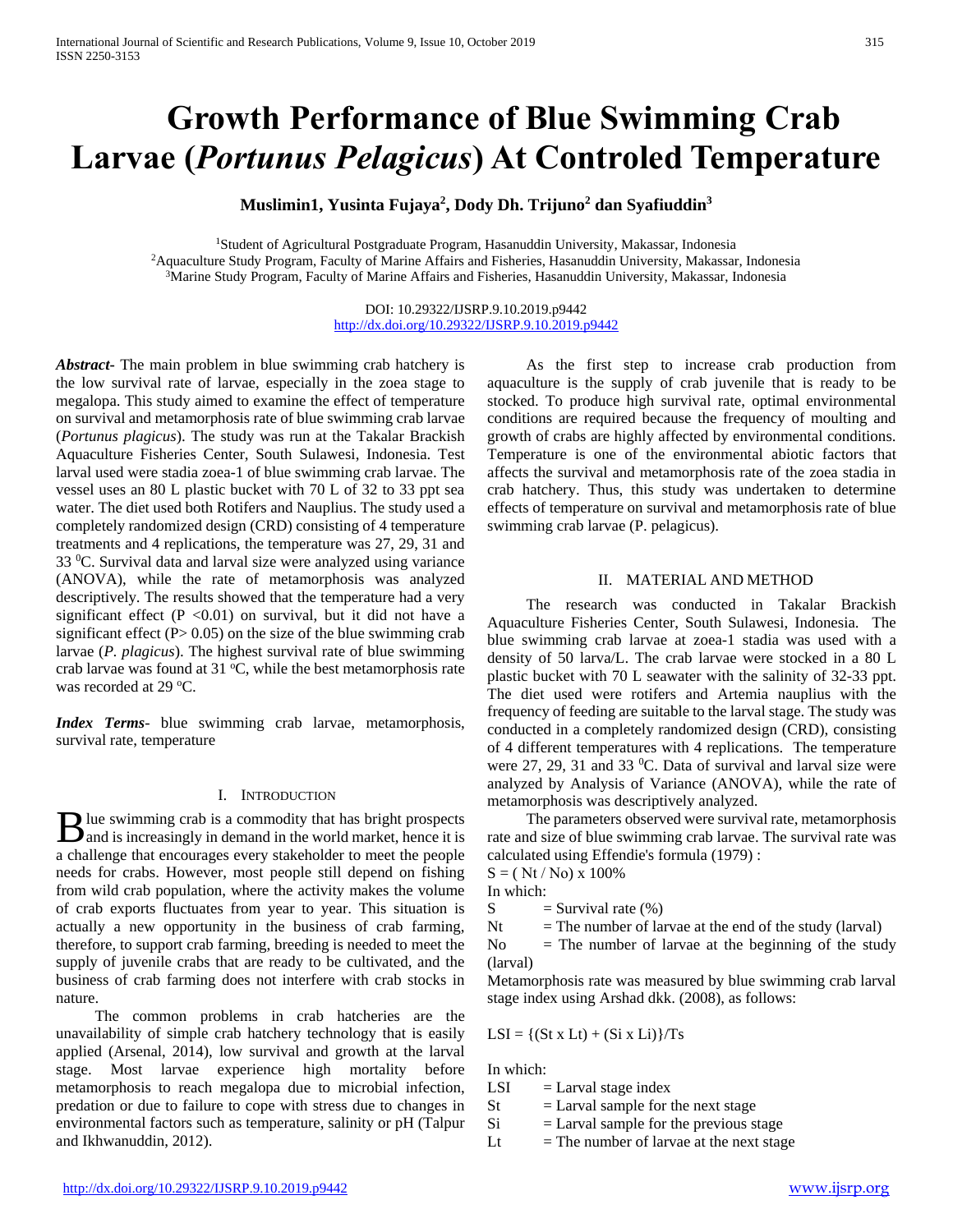# Growth Performance of Blue Swimming Crab Larvae (*Portunus Pelagicus*) At Controled Temperature

**Muslimin1, Yusinta Fujaya[2], Dody Dh. Trijuno[2] dan Syafiuddin[3]**

[1]Student of Agricultural Postgraduate Program, Hasanuddin University, Makassar, Indonesia
[2]Aquaculture Study Program, Faculty of Marine Affairs and Fisheries, Hasanuddin University, Makassar, Indonesia
[3]Marine Study Program, Faculty of Marine Affairs and Fisheries, Hasanuddin University, Makassar, Indonesia

DOI: 10.29322/IJSRP.9.10.2019.p9442
http://dx.doi.org/10.29322/IJSRP.9.10.2019.p9442

***Abstract***- The main problem in blue swimming crab hatchery is the low survival rate of larvae, especially in the zoea stage to megalopa. This study aimed to examine the effect of temperature on survival and metamorphosis rate of blue swimming crab larvae (*Portunus plagicus*). The study was run at the Takalar Brackish Aquaculture Fisheries Center, South Sulawesi, Indonesia. Test larval used were stadia zoea-1 of blue swimming crab larvae. The vessel uses an 80 L plastic bucket with 70 L of 32 to 33 ppt sea water. The diet used both Rotifers and Nauplius. The study used a completely randomized design (CRD) consisting of 4 temperature treatments and 4 replications, the temperature was 27, 29, 31 and 33 $^0$C. Survival data and larval size were analyzed using variance (ANOVA), while the rate of metamorphosis was analyzed descriptively. The results showed that the temperature had a very significant effect ($P < 0.01$) on survival, but it did not have a significant effect ($P > 0.05$) on the size of the blue swimming crab larvae (*P. plagicus*). The highest survival rate of blue swimming crab larvae was found at 31 $^o$C, while the best metamorphosis rate was recorded at 29 $^o$C.

***Index Terms***- blue swimming crab larvae, metamorphosis, survival rate, temperature

## I. Introduction

Blue swimming crab is a commodity that has bright prospects and is increasingly in demand in the world market, hence it is a challenge that encourages every stakeholder to meet the people needs for crabs. However, most people still depend on fishing from wild crab population, where the activity makes the volume of crab exports fluctuates from year to year. This situation is actually a new opportunity in the business of crab farming, therefore, to support crab farming, breeding is needed to meet the supply of juvenile crabs that are ready to be cultivated, and the business of crab farming does not interfere with crab stocks in nature.

The common problems in crab hatcheries are the unavailability of simple crab hatchery technology that is easily applied (Arsenal, 2014), low survival and growth at the larval stage. Most larvae experience high mortality before metamorphosis to reach megalopa due to microbial infection, predation or due to failure to cope with stress due to changes in environmental factors such as temperature, salinity or pH (Talpur and Ikhwanuddin, 2012).

As the first step to increase crab production from aquaculture is the supply of crab juvenile that is ready to be stocked. To produce high survival rate, optimal environmental conditions are required because the frequency of moulting and growth of crabs are highly affected by environmental conditions. Temperature is one of the environmental abiotic factors that affects the survival and metamorphosis rate of the zoea stadia in crab hatchery. Thus, this study was undertaken to determine effects of temperature on survival and metamorphosis rate of blue swimming crab larvae (P. pelagicus).

## II. Material and Method

The research was conducted in Takalar Brackish Aquaculture Fisheries Center, South Sulawesi, Indonesia. The blue swimming crab larvae at zoea-1 stadia was used with a density of 50 larva/L. The crab larvae were stocked in a 80 L plastic bucket with 70 L seawater with the salinity of 32-33 ppt. The diet used were rotifers and Artemia nauplius with the frequency of feeding are suitable to the larval stage. The study was conducted in a completely randomized design (CRD), consisting of 4 different temperatures with 4 replications. The temperature were 27, 29, 31 and 33 $^0$C. Data of survival and larval size were analyzed by Analysis of Variance (ANOVA), while the rate of metamorphosis was descriptively analyzed.

The parameters observed were survival rate, metamorphosis rate and size of blue swimming crab larvae. The survival rate was calculated using Effendie's formula (1979) :

$$S = (N_t / N_o) \times 100\%$$

In which:

S = Survival rate (%)
Nt = The number of larvae at the end of the study (larval)
No = The number of larvae at the beginning of the study (larval)

Metamorphosis rate was measured by blue swimming crab larval stage index using Arshad dkk. (2008), as follows:

$$LSI = \{(S_t \times L_t) + (S_i \times L_i)\}/T_s$$

In which:

LSI = Larval stage index
St = Larval sample for the next stage
Si = Larval sample for the previous stage
Lt = The number of larvae at the next stage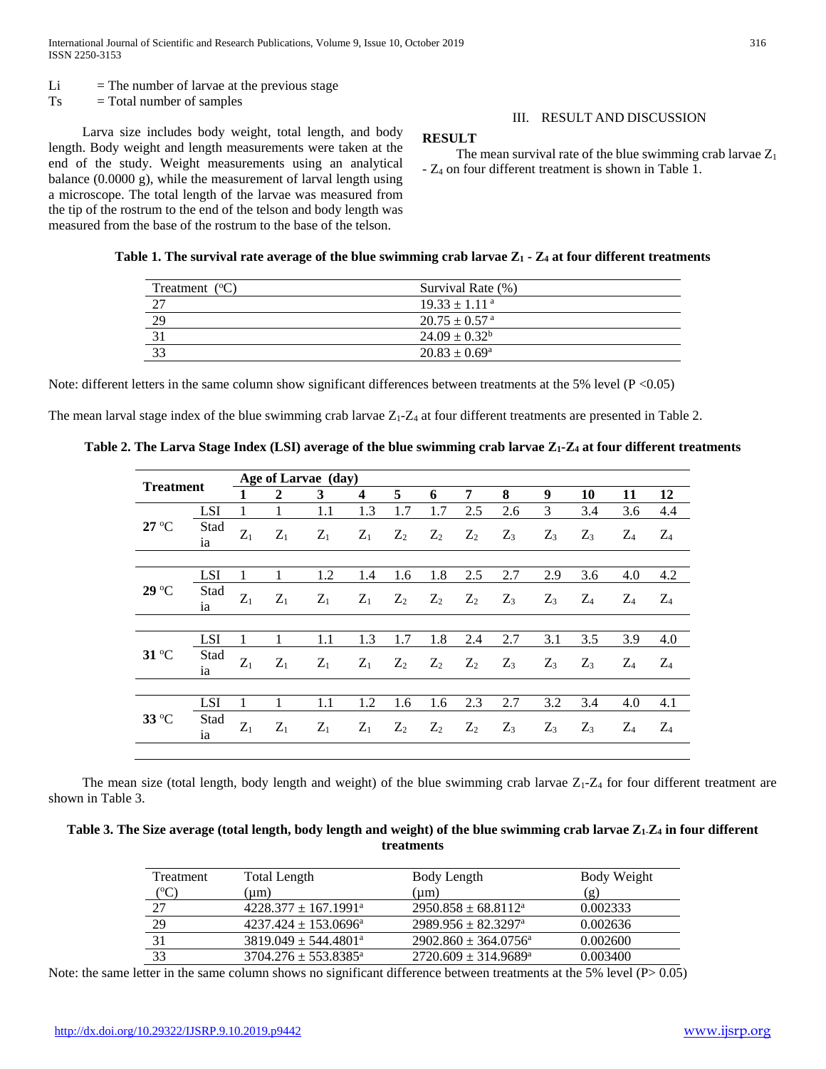Li = The number of larvae at the previous stage

Ts = Total number of samples

Larva size includes body weight, total length, and body length. Body weight and length measurements were taken at the end of the study. Weight measurements using an analytical balance (0.0000 g), while the measurement of larval length using a microscope. The total length of the larvae was measured from the tip of the rostrum to the end of the telson and body length was measured from the base of the rostrum to the base of the telson.

## III. RESULT AND DISCUSSION

### RESULT

The mean survival rate of the blue swimming crab larvae $Z_1$ - $Z_4$ on four different treatment is shown in Table 1.

**Table 1. The survival rate average of the blue swimming crab larvae $Z_1$ - $Z_4$ at four different treatments**

| Treatment (°C) | Survival Rate (%) |
|---|---|
| 27 | $19.33 \pm 1.11^{a}$ |
| 29 | $20.75 \pm 0.57^{a}$ |
| 31 | $24.09 \pm 0.32^{b}$ |
| 33 | $20.83 \pm 0.69^{a}$ |

Note: different letters in the same column show significant differences between treatments at the 5% level ($P < 0.05$)

The mean larval stage index of the blue swimming crab larvae $Z_1$-$Z_4$ at four different treatments are presented in Table 2.

**Table 2. The Larva Stage Index (LSI) average of the blue swimming crab larvae $Z_1$-$Z_4$ at four different treatments**

| Treatment | | Age of Larvae (day) | | | | | | | | | | | |
|---|---|---|---|---|---|---|---|---|---|---|---|---|---|
| | | **1** | **2** | **3** | **4** | **5** | **6** | **7** | **8** | **9** | **10** | **11** | **12** |
| **27 °C** | LSI | 1 | 1 | 1.1 | 1.3 | 1.7 | 1.7 | 2.5 | 2.6 | 3 | 3.4 | 3.6 | 4.4 |
| | Stadia | $Z_1$ | $Z_1$ | $Z_1$ | $Z_1$ | $Z_2$ | $Z_2$ | $Z_2$ | $Z_3$ | $Z_3$ | $Z_3$ | $Z_4$ | $Z_4$ |
| **29 °C** | LSI | 1 | 1 | 1.2 | 1.4 | 1.6 | 1.8 | 2.5 | 2.7 | 2.9 | 3.6 | 4.0 | 4.2 |
| | Stadia | $Z_1$ | $Z_1$ | $Z_1$ | $Z_1$ | $Z_2$ | $Z_2$ | $Z_2$ | $Z_3$ | $Z_3$ | $Z_4$ | $Z_4$ | $Z_4$ |
| **31 °C** | LSI | 1 | 1 | 1.1 | 1.3 | 1.7 | 1.8 | 2.4 | 2.7 | 3.1 | 3.5 | 3.9 | 4.0 |
| | Stadia | $Z_1$ | $Z_1$ | $Z_1$ | $Z_1$ | $Z_2$ | $Z_2$ | $Z_2$ | $Z_3$ | $Z_3$ | $Z_3$ | $Z_4$ | $Z_4$ |
| **33 °C** | LSI | 1 | 1 | 1.1 | 1.2 | 1.6 | 1.6 | 2.3 | 2.7 | 3.2 | 3.4 | 4.0 | 4.1 |
| | Stadia | $Z_1$ | $Z_1$ | $Z_1$ | $Z_1$ | $Z_2$ | $Z_2$ | $Z_2$ | $Z_3$ | $Z_3$ | $Z_3$ | $Z_4$ | $Z_4$ |

The mean size (total length, body length and weight) of the blue swimming crab larvae $Z_1$-$Z_4$ for four different treatment are shown in Table 3.

**Table 3. The Size average (total length, body length and weight) of the blue swimming crab larvae $Z_1$-$Z_4$ in four different treatments**

| Treatment (°C) | Total Length (μm) | Body Length (μm) | Body Weight (g) |
|---|---|---|---|
| 27 | $4228.377 \pm 167.1991^{a}$ | $2950.858 \pm 68.8112^{a}$ | 0.002333 |
| 29 | $4237.424 \pm 153.0696^{a}$ | $2989.956 \pm 82.3297^{a}$ | 0.002636 |
| 31 | $3819.049 \pm 544.4801^{a}$ | $2902.860 \pm 364.0756^{a}$ | 0.002600 |
| 33 | $3704.276 \pm 553.8385^{a}$ | $2720.609 \pm 314.9689^{a}$ | 0.003400 |

Note: the same letter in the same column shows no significant difference between treatments at the 5% level ($P > 0.05$)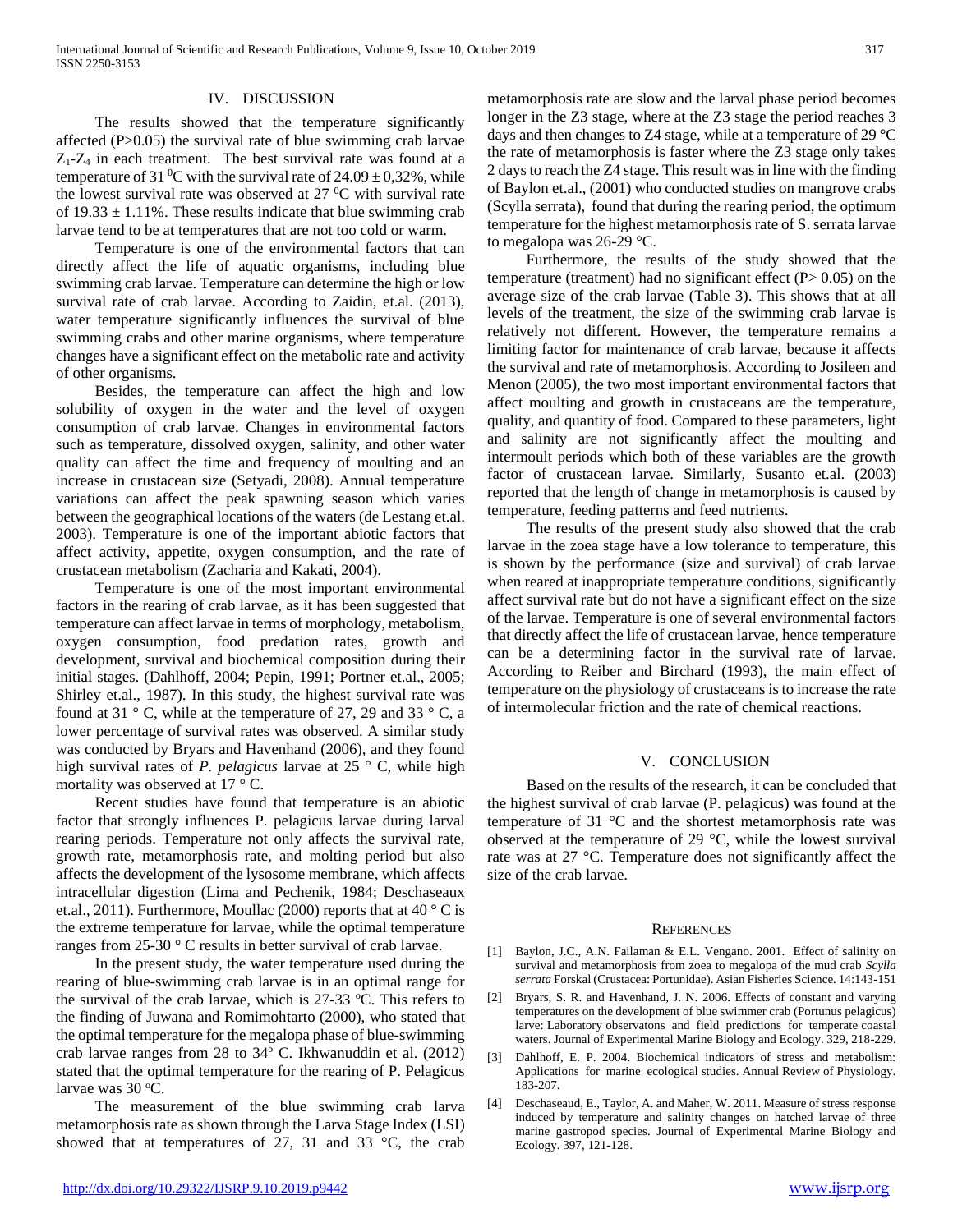## IV. DISCUSSION

The results showed that the temperature significantly affected (P>0.05) the survival rate of blue swimming crab larvae $Z_1$-$Z_4$ in each treatment. The best survival rate was found at a temperature of 31 $^0$C with the survival rate of 24.09 ± 0,32%, while the lowest survival rate was observed at 27 $^0$C with survival rate of 19.33 ± 1.11%. These results indicate that blue swimming crab larvae tend to be at temperatures that are not too cold or warm.

Temperature is one of the environmental factors that can directly affect the life of aquatic organisms, including blue swimming crab larvae. Temperature can determine the high or low survival rate of crab larvae. According to Zaidin, et.al. (2013), water temperature significantly influences the survival of blue swimming crabs and other marine organisms, where temperature changes have a significant effect on the metabolic rate and activity of other organisms.

Besides, the temperature can affect the high and low solubility of oxygen in the water and the level of oxygen consumption of crab larvae. Changes in environmental factors such as temperature, dissolved oxygen, salinity, and other water quality can affect the time and frequency of moulting and an increase in crustacean size (Setyadi, 2008). Annual temperature variations can affect the peak spawning season which varies between the geographical locations of the waters (de Lestang et.al. 2003). Temperature is one of the important abiotic factors that affect activity, appetite, oxygen consumption, and the rate of crustacean metabolism (Zacharia and Kakati, 2004).

Temperature is one of the most important environmental factors in the rearing of crab larvae, as it has been suggested that temperature can affect larvae in terms of morphology, metabolism, oxygen consumption, food predation rates, growth and development, survival and biochemical composition during their initial stages. (Dahlhoff, 2004; Pepin, 1991; Portner et.al., 2005; Shirley et.al., 1987). In this study, the highest survival rate was found at 31 ° C, while at the temperature of 27, 29 and 33 ° C, a lower percentage of survival rates was observed. A similar study was conducted by Bryars and Havenhand (2006), and they found high survival rates of *P. pelagicus* larvae at 25 ° C, while high mortality was observed at 17 ° C.

Recent studies have found that temperature is an abiotic factor that strongly influences P. pelagicus larvae during larval rearing periods. Temperature not only affects the survival rate, growth rate, metamorphosis rate, and molting period but also affects the development of the lysosome membrane, which affects intracellular digestion (Lima and Pechenik, 1984; Deschaseaux et.al., 2011). Furthermore, Moullac (2000) reports that at 40 ° C is the extreme temperature for larvae, while the optimal temperature ranges from 25-30 ° C results in better survival of crab larvae.

In the present study, the water temperature used during the rearing of blue-swimming crab larvae is in an optimal range for the survival of the crab larvae, which is 27-33 $^o$C. This refers to the finding of Juwana and Romimohtarto (2000), who stated that the optimal temperature for the megalopa phase of blue-swimming crab larvae ranges from 28 to 34$^o$ C. Ikhwanuddin et al. (2012) stated that the optimal temperature for the rearing of P. Pelagicus larvae was 30 $^o$C.

The measurement of the blue swimming crab larva metamorphosis rate as shown through the Larva Stage Index (LSI) showed that at temperatures of 27, 31 and 33 °C, the crab metamorphosis rate are slow and the larval phase period becomes longer in the Z3 stage, where at the Z3 stage the period reaches 3 days and then changes to Z4 stage, while at a temperature of 29 °C the rate of metamorphosis is faster where the Z3 stage only takes 2 days to reach the Z4 stage. This result was in line with the finding of Baylon et.al., (2001) who conducted studies on mangrove crabs (Scylla serrata), found that during the rearing period, the optimum temperature for the highest metamorphosis rate of S. serrata larvae to megalopa was 26-29 °C.

Furthermore, the results of the study showed that the temperature (treatment) had no significant effect (P> 0.05) on the average size of the crab larvae (Table 3). This shows that at all levels of the treatment, the size of the swimming crab larvae is relatively not different. However, the temperature remains a limiting factor for maintenance of crab larvae, because it affects the survival and rate of metamorphosis. According to Josileen and Menon (2005), the two most important environmental factors that affect moulting and growth in crustaceans are the temperature, quality, and quantity of food. Compared to these parameters, light and salinity are not significantly affect the moulting and intermoult periods which both of these variables are the growth factor of crustacean larvae. Similarly, Susanto et.al. (2003) reported that the length of change in metamorphosis is caused by temperature, feeding patterns and feed nutrients.

The results of the present study also showed that the crab larvae in the zoea stage have a low tolerance to temperature, this is shown by the performance (size and survival) of crab larvae when reared at inappropriate temperature conditions, significantly affect survival rate but do not have a significant effect on the size of the larvae. Temperature is one of several environmental factors that directly affect the life of crustacean larvae, hence temperature can be a determining factor in the survival rate of larvae. According to Reiber and Birchard (1993), the main effect of temperature on the physiology of crustaceans is to increase the rate of intermolecular friction and the rate of chemical reactions.

## V. CONCLUSION

Based on the results of the research, it can be concluded that the highest survival of crab larvae (P. pelagicus) was found at the temperature of 31 °C and the shortest metamorphosis rate was observed at the temperature of 29 °C, while the lowest survival rate was at 27 °C. Temperature does not significantly affect the size of the crab larvae.

## REFERENCES

[1] Baylon, J.C., A.N. Failaman & E.L. Vengano. 2001. Effect of salinity on survival and metamorphosis from zoea to megalopa of the mud crab *Scylla serrata* Forskal (Crustacea: Portunidae). Asian Fisheries Science. 14:143-151

[2] Bryars, S. R. and Havenhand, J. N. 2006. Effects of constant and varying temperatures on the development of blue swimmer crab (Portunus pelagicus) larve: Laboratory observatons and field predictions for temperate coastal waters. Journal of Experimental Marine Biology and Ecology. 329, 218-229.

[3] Dahlhoff, E. P. 2004. Biochemical indicators of stress and metabolism: Applications for marine ecological studies. Annual Review of Physiology. 183-207.

[4] Deschaseaud, E., Taylor, A. and Maher, W. 2011. Measure of stress response induced by temperature and salinity changes on hatched larvae of three marine gastropod species. Journal of Experimental Marine Biology and Ecology. 397, 121-128.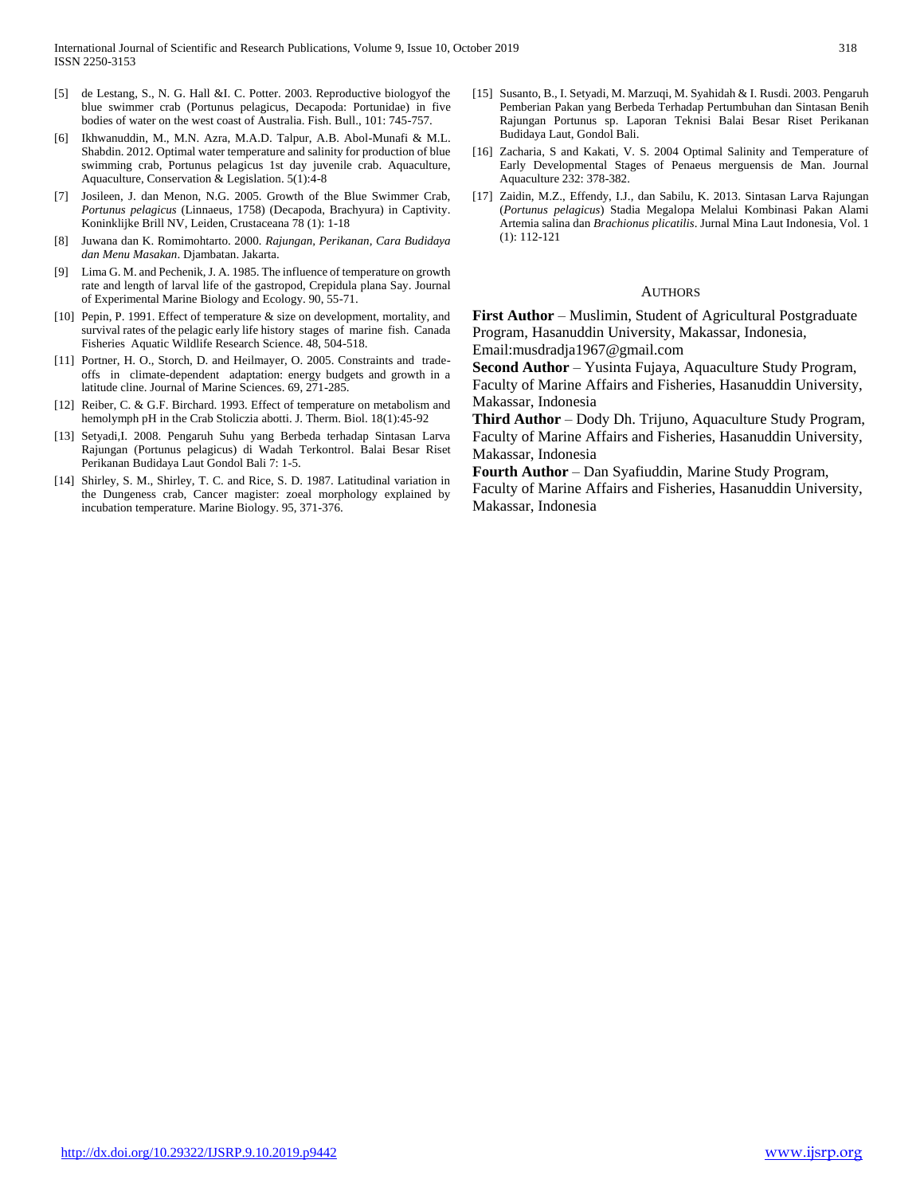[5] de Lestang, S., N. G. Hall &I. C. Potter. 2003. Reproductive biologyof the blue swimmer crab (Portunus pelagicus, Decapoda: Portunidae) in five bodies of water on the west coast of Australia. Fish. Bull., 101: 745-757.

[6] Ikhwanuddin, M., M.N. Azra, M.A.D. Talpur, A.B. Abol-Munafi & M.L. Shabdin. 2012. Optimal water temperature and salinity for production of blue swimming crab, Portunus pelagicus 1st day juvenile crab. Aquaculture, Aquaculture, Conservation & Legislation. 5(1):4-8

[7] Josileen, J. dan Menon, N.G. 2005. Growth of the Blue Swimmer Crab, *Portunus pelagicus* (Linnaeus, 1758) (Decapoda, Brachyura) in Captivity. Koninklijke Brill NV, Leiden, Crustaceana 78 (1): 1-18

[8] Juwana dan K. Romimohtarto. 2000. *Rajungan, Perikanan, Cara Budidaya dan Menu Masakan*. Djambatan. Jakarta.

[9] Lima G. M. and Pechenik, J. A. 1985. The influence of temperature on growth rate and length of larval life of the gastropod, Crepidula plana Say. Journal of Experimental Marine Biology and Ecology. 90, 55-71.

[10] Pepin, P. 1991. Effect of temperature & size on development, mortality, and survival rates of the pelagic early life history stages of marine fish. Canada Fisheries Aquatic Wildlife Research Science. 48, 504-518.

[11] Portner, H. O., Storch, D. and Heilmayer, O. 2005. Constraints and trade-offs in climate-dependent adaptation: energy budgets and growth in a latitude cline. Journal of Marine Sciences. 69, 271-285.

[12] Reiber, C. & G.F. Birchard. 1993. Effect of temperature on metabolism and hemolymph pH in the Crab Stoliczia abotti. J. Therm. Biol. 18(1):45-92

[13] Setyadi,I. 2008. Pengaruh Suhu yang Berbeda terhadap Sintasan Larva Rajungan (Portunus pelagicus) di Wadah Terkontrol. Balai Besar Riset Perikanan Budidaya Laut Gondol Bali 7: 1-5.

[14] Shirley, S. M., Shirley, T. C. and Rice, S. D. 1987. Latitudinal variation in the Dungeness crab, Cancer magister: zoeal morphology explained by incubation temperature. Marine Biology. 95, 371-376.

[15] Susanto, B., I. Setyadi, M. Marzuqi, M. Syahidah & I. Rusdi. 2003. Pengaruh Pemberian Pakan yang Berbeda Terhadap Pertumbuhan dan Sintasan Benih Rajungan Portunus sp. Laporan Teknisi Balai Besar Riset Perikanan Budidaya Laut, Gondol Bali.

[16] Zacharia, S and Kakati, V. S. 2004 Optimal Salinity and Temperature of Early Developmental Stages of Penaeus merguensis de Man. Journal Aquaculture 232: 378-382.

[17] Zaidin, M.Z., Effendy, I.J., dan Sabilu, K. 2013. Sintasan Larva Rajungan (*Portunus pelagicus*) Stadia Megalopa Melalui Kombinasi Pakan Alami Artemia salina dan *Brachionus plicatilis*. Jurnal Mina Laut Indonesia, Vol. 1 (1): 112-121

## AUTHORS

**First Author** – Muslimin, Student of Agricultural Postgraduate Program, Hasanuddin University, Makassar, Indonesia, Email:musdradja1967@gmail.com

**Second Author** – Yusinta Fujaya, Aquaculture Study Program, Faculty of Marine Affairs and Fisheries, Hasanuddin University, Makassar, Indonesia

**Third Author** – Dody Dh. Trijuno, Aquaculture Study Program, Faculty of Marine Affairs and Fisheries, Hasanuddin University, Makassar, Indonesia

**Fourth Author** – Dan Syafiuddin, Marine Study Program, Faculty of Marine Affairs and Fisheries, Hasanuddin University, Makassar, Indonesia